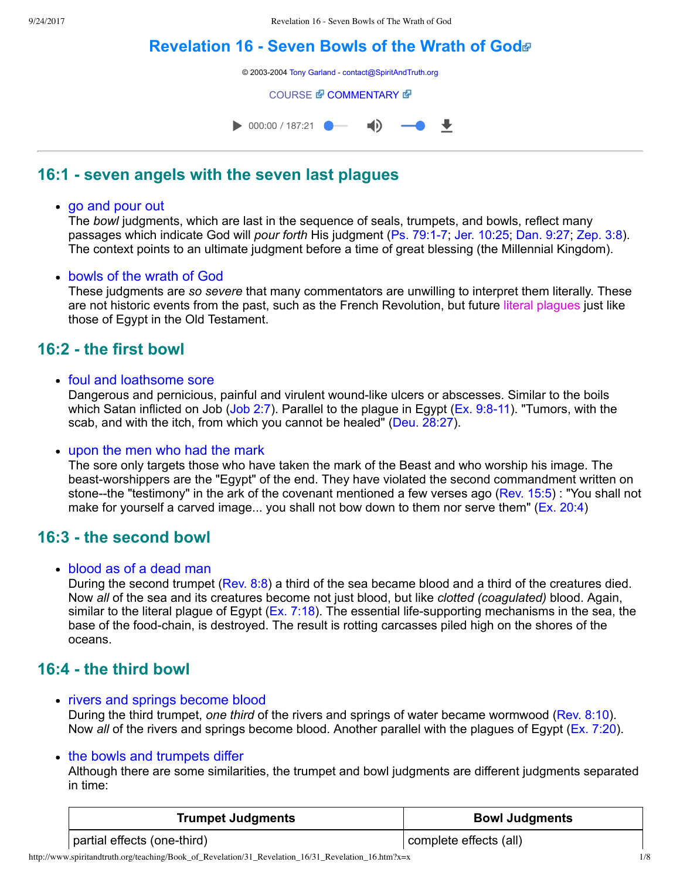# Revelation 16 - Seven Bowls of the Wrath of God

© 2003-2004 Tony Garland - contact@SpiritAndTruth.org

COURSE COMMENTARY

000:00 / 187:21

## 16:1 - seven angels with the seven last plagues

- go and pour out
  The *bowl* judgments, which are last in the sequence of seals, trumpets, and bowls, reflect many passages which indicate God will *pour forth* His judgment (Ps. 79:1-7; Jer. 10:25; Dan. 9:27; Zep. 3:8). The context points to an ultimate judgment before a time of great blessing (the Millennial Kingdom).

- bowls of the wrath of God
  These judgments are *so severe* that many commentators are unwilling to interpret them literally. These are not historic events from the past, such as the French Revolution, but future literal plagues just like those of Egypt in the Old Testament.

## 16:2 - the first bowl

- foul and loathsome sore
  Dangerous and pernicious, painful and virulent wound-like ulcers or abscesses. Similar to the boils which Satan inflicted on Job (Job 2:7). Parallel to the plague in Egypt (Ex. 9:8-11). "Tumors, with the scab, and with the itch, from which you cannot be healed" (Deu. 28:27).

- upon the men who had the mark
  The sore only targets those who have taken the mark of the Beast and who worship his image. The beast-worshippers are the "Egypt" of the end. They have violated the second commandment written on stone--the "testimony" in the ark of the covenant mentioned a few verses ago (Rev. 15:5) : "You shall not make for yourself a carved image... you shall not bow down to them nor serve them" (Ex. 20:4)

## 16:3 - the second bowl

- blood as of a dead man
  During the second trumpet (Rev. 8:8) a third of the sea became blood and a third of the creatures died. Now *all* of the sea and its creatures become not just blood, but like *clotted (coagulated)* blood. Again, similar to the literal plague of Egypt (Ex. 7:18). The essential life-supporting mechanisms in the sea, the base of the food-chain, is destroyed. The result is rotting carcasses piled high on the shores of the oceans.

## 16:4 - the third bowl

- rivers and springs become blood
  During the third trumpet, *one third* of the rivers and springs of water became wormwood (Rev. 8:10). Now *all* of the rivers and springs become blood. Another parallel with the plagues of Egypt (Ex. 7:20).

- the bowls and trumpets differ
  Although there are some similarities, the trumpet and bowl judgments are different judgments separated in time:

| Trumpet Judgments | Bowl Judgments |
| --- | --- |
| partial effects (one-third) | complete effects (all) |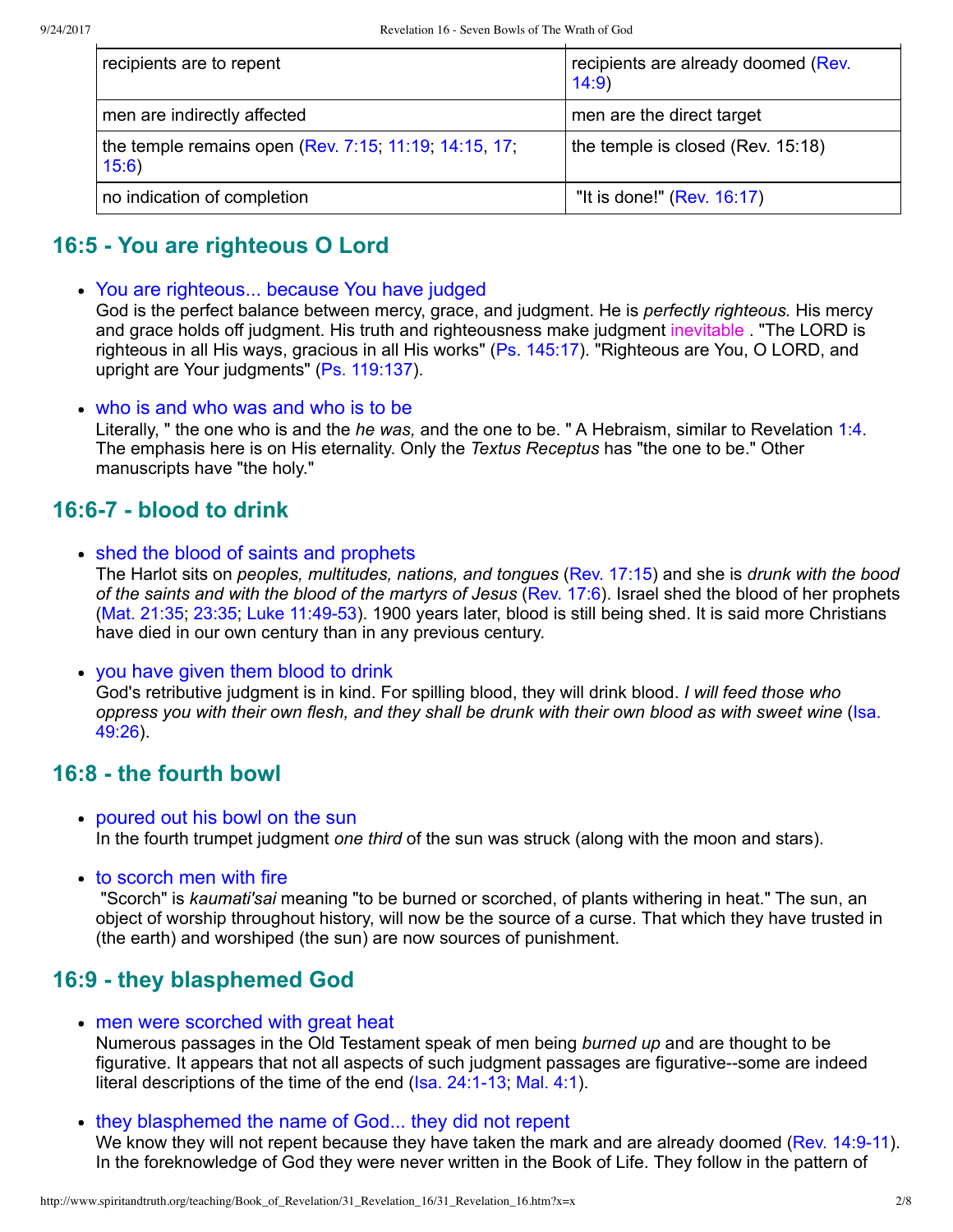| | |
|---|---|
| recipients are to repent | recipients are already doomed (Rev. 14:9) |
| men are indirectly affected | men are the direct target |
| the temple remains open (Rev. 7:15; 11:19; 14:15, 17; 15:6) | the temple is closed (Rev. 15:18) |
| no indication of completion | "It is done!" (Rev. 16:17) |

## 16:5 - You are righteous O Lord

- You are righteous... because You have judged
  God is the perfect balance between mercy, grace, and judgment. He is *perfectly righteous.* His mercy and grace holds off judgment. His truth and righteousness make judgment inevitable . "The LORD is righteous in all His ways, gracious in all His works" (Ps. 145:17). "Righteous are You, O LORD, and upright are Your judgments" (Ps. 119:137).

- who is and who was and who is to be
  Literally, " the one who is and the *he was,* and the one to be. " A Hebraism, similar to Revelation 1:4. The emphasis here is on His eternality. Only the *Textus Receptus* has "the one to be." Other manuscripts have "the holy."

## 16:6-7 - blood to drink

- shed the blood of saints and prophets
  The Harlot sits on *peoples, multitudes, nations, and tongues* (Rev. 17:15) and she is *drunk with the bood of the saints and with the blood of the martyrs of Jesus* (Rev. 17:6). Israel shed the blood of her prophets (Mat. 21:35; 23:35; Luke 11:49-53). 1900 years later, blood is still being shed. It is said more Christians have died in our own century than in any previous century.

- you have given them blood to drink
  God's retributive judgment is in kind. For spilling blood, they will drink blood. *I will feed those who oppress you with their own flesh, and they shall be drunk with their own blood as with sweet wine* (Isa. 49:26).

## 16:8 - the fourth bowl

- poured out his bowl on the sun
  In the fourth trumpet judgment *one third* of the sun was struck (along with the moon and stars).

- to scorch men with fire
  "Scorch" is *kaumati'sai* meaning "to be burned or scorched, of plants withering in heat." The sun, an object of worship throughout history, will now be the source of a curse. That which they have trusted in (the earth) and worshiped (the sun) are now sources of punishment.

## 16:9 - they blasphemed God

- men were scorched with great heat
  Numerous passages in the Old Testament speak of men being *burned up* and are thought to be figurative. It appears that not all aspects of such judgment passages are figurative--some are indeed literal descriptions of the time of the end (Isa. 24:1-13; Mal. 4:1).

- they blasphemed the name of God... they did not repent
  We know they will not repent because they have taken the mark and are already doomed (Rev. 14:9-11). In the foreknowledge of God they were never written in the Book of Life. They follow in the pattern of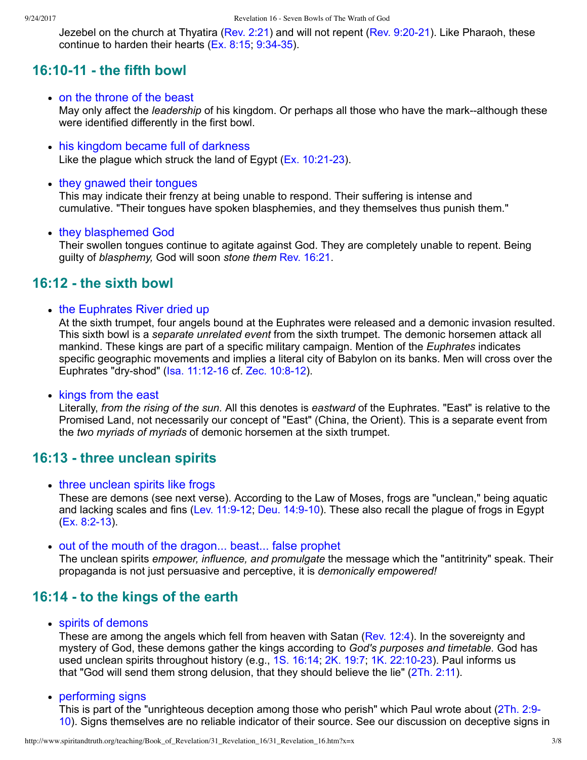Jezebel on the church at Thyatira (Rev. 2:21) and will not repent (Rev. 9:20-21). Like Pharaoh, these continue to harden their hearts (Ex. 8:15; 9:34-35).

## 16:10-11 - the fifth bowl

- on the throne of the beast
  May only affect the *leadership* of his kingdom. Or perhaps all those who have the mark--although these were identified differently in the first bowl.

- his kingdom became full of darkness
  Like the plague which struck the land of Egypt (Ex. 10:21-23).

- they gnawed their tongues
  This may indicate their frenzy at being unable to respond. Their suffering is intense and cumulative. "Their tongues have spoken blasphemies, and they themselves thus punish them."

- they blasphemed God
  Their swollen tongues continue to agitate against God. They are completely unable to repent. Being guilty of *blasphemy,* God will soon *stone them* Rev. 16:21.

## 16:12 - the sixth bowl

- the Euphrates River dried up
  At the sixth trumpet, four angels bound at the Euphrates were released and a demonic invasion resulted. This sixth bowl is a *separate unrelated event* from the sixth trumpet. The demonic horsemen attack all mankind. These kings are part of a specific military campaign. Mention of the *Euphrates* indicates specific geographic movements and implies a literal city of Babylon on its banks. Men will cross over the Euphrates "dry-shod" (Isa. 11:12-16 cf. Zec. 10:8-12).

- kings from the east
  Literally, *from the rising of the sun.* All this denotes is *eastward* of the Euphrates. "East" is relative to the Promised Land, not necessarily our concept of "East" (China, the Orient). This is a separate event from the *two myriads of myriads* of demonic horsemen at the sixth trumpet.

## 16:13 - three unclean spirits

- three unclean spirits like frogs
  These are demons (see next verse). According to the Law of Moses, frogs are "unclean," being aquatic and lacking scales and fins (Lev. 11:9-12; Deu. 14:9-10). These also recall the plague of frogs in Egypt (Ex. 8:2-13).

- out of the mouth of the dragon... beast... false prophet
  The unclean spirits *empower, influence, and promulgate* the message which the "antitrinity" speak. Their propaganda is not just persuasive and perceptive, it is *demonically empowered!*

## 16:14 - to the kings of the earth

- spirits of demons
  These are among the angels which fell from heaven with Satan (Rev. 12:4). In the sovereignty and mystery of God, these demons gather the kings according to *God's purposes and timetable.* God has used unclean spirits throughout history (e.g., 1S. 16:14; 2K. 19:7; 1K. 22:10-23). Paul informs us that "God will send them strong delusion, that they should believe the lie" (2Th. 2:11).

- performing signs
  This is part of the "unrighteous deception among those who perish" which Paul wrote about (2Th. 2:9-10). Signs themselves are no reliable indicator of their source. See our discussion on deceptive signs in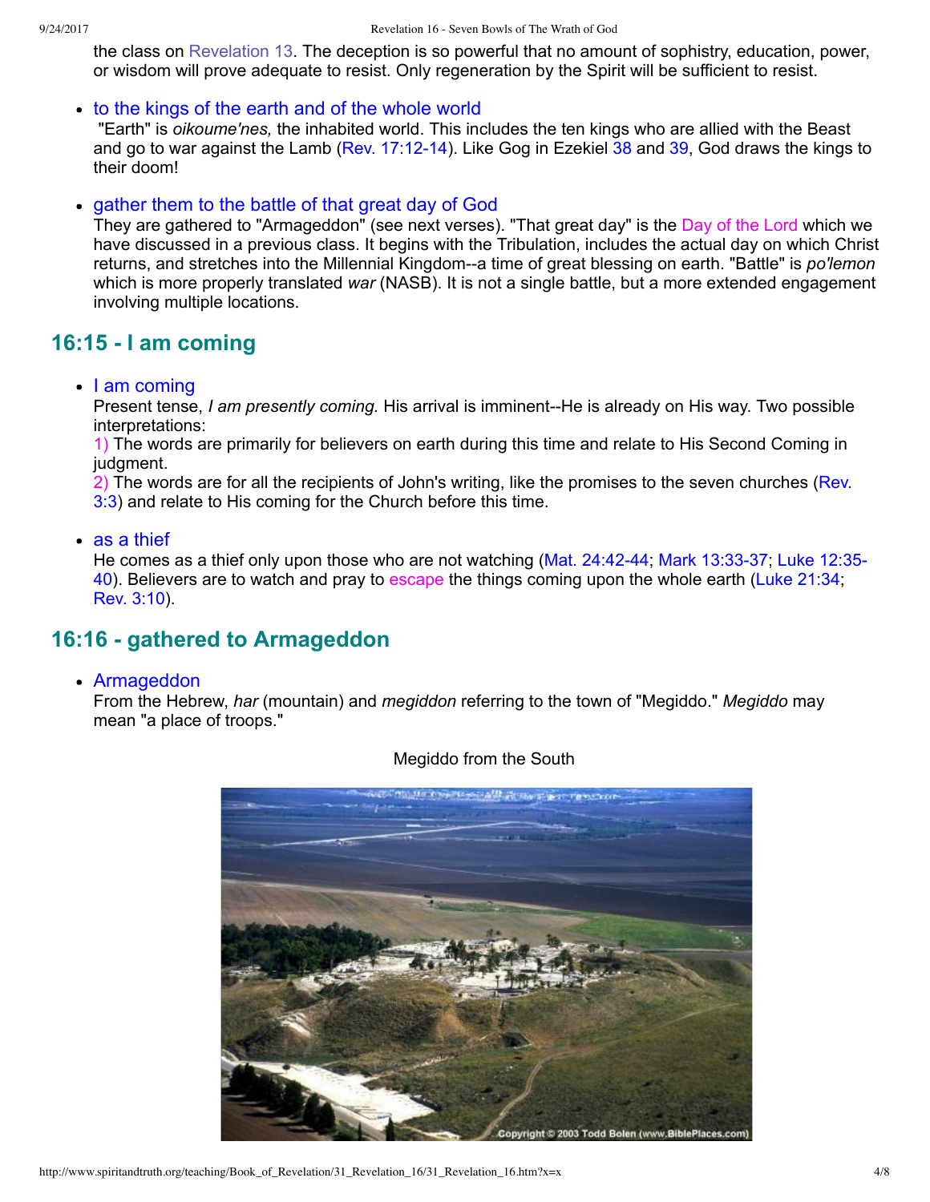the class on Revelation 13. The deception is so powerful that no amount of sophistry, education, power, or wisdom will prove adequate to resist. Only regeneration by the Spirit will be sufficient to resist.

- to the kings of the earth and of the whole world
 "Earth" is *oikoume'nes,* the inhabited world. This includes the ten kings who are allied with the Beast and go to war against the Lamb (Rev. 17:12-14). Like Gog in Ezekiel 38 and 39, God draws the kings to their doom!

- gather them to the battle of that great day of God
 They are gathered to "Armageddon" (see next verses). "That great day" is the Day of the Lord which we have discussed in a previous class. It begins with the Tribulation, includes the actual day on which Christ returns, and stretches into the Millennial Kingdom--a time of great blessing on earth. "Battle" is *po'lemon* which is more properly translated *war* (NASB). It is not a single battle, but a more extended engagement involving multiple locations.

## 16:15 - I am coming

- I am coming
 Present tense, *I am presently coming*. His arrival is imminent--He is already on His way. Two possible interpretations:
 1) The words are primarily for believers on earth during this time and relate to His Second Coming in judgment.
 2) The words are for all the recipients of John's writing, like the promises to the seven churches (Rev. 3:3) and relate to His coming for the Church before this time.

- as a thief
 He comes as a thief only upon those who are not watching (Mat. 24:42-44; Mark 13:33-37; Luke 12:35-40). Believers are to watch and pray to escape the things coming upon the whole earth (Luke 21:34; Rev. 3:10).

## 16:16 - gathered to Armageddon

- Armageddon
 From the Hebrew, *har* (mountain) and *megiddon* referring to the town of "Megiddo." *Megiddo* may mean "a place of troops."

Megiddo from the South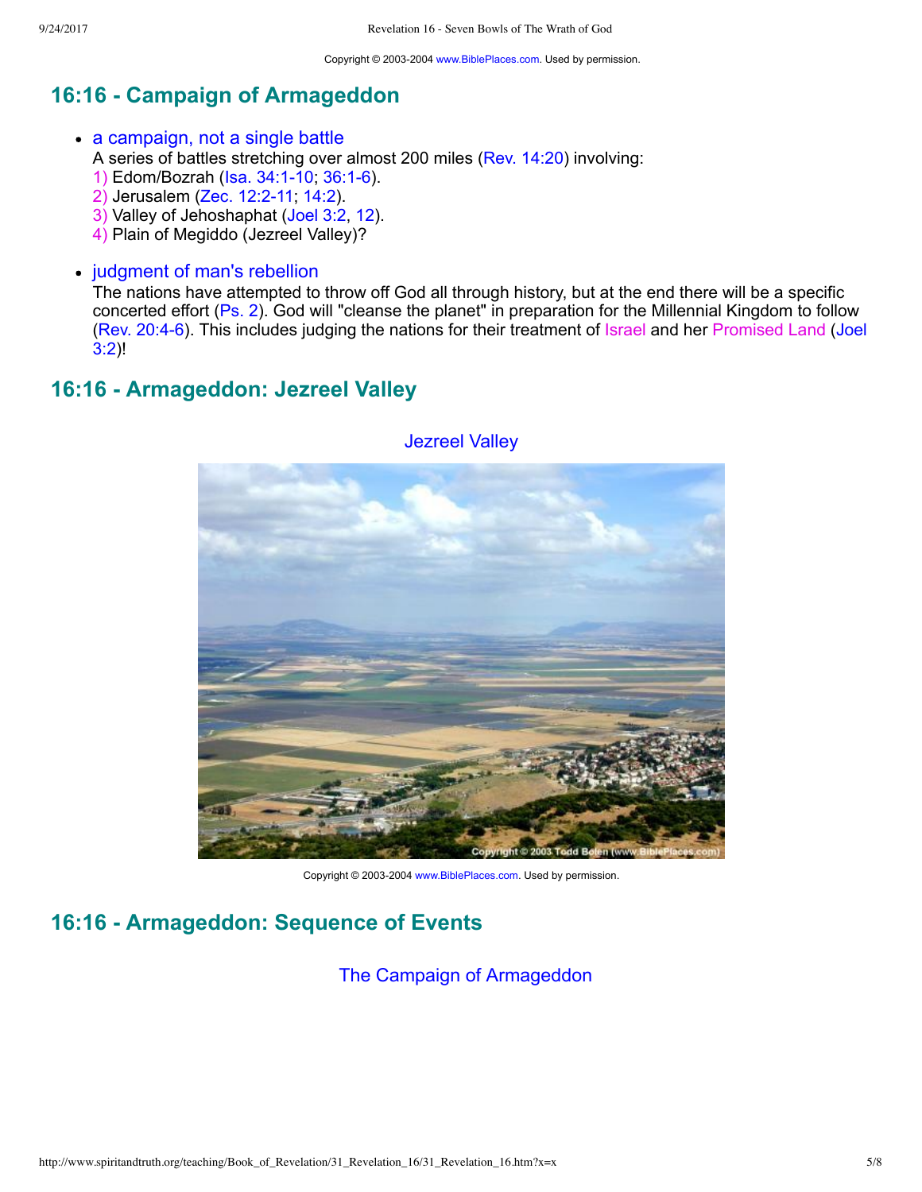Copyright © 2003-2004 www.BiblePlaces.com. Used by permission.

## 16:16 - Campaign of Armageddon

- a campaign, not a single battle
  A series of battles stretching over almost 200 miles (Rev. 14:20) involving:
  1) Edom/Bozrah (Isa. 34:1-10; 36:1-6).
  2) Jerusalem (Zec. 12:2-11; 14:2).
  3) Valley of Jehoshaphat (Joel 3:2, 12).
  4) Plain of Megiddo (Jezreel Valley)?
- judgment of man's rebellion
  The nations have attempted to throw off God all through history, but at the end there will be a specific concerted effort (Ps. 2). God will "cleanse the planet" in preparation for the Millennial Kingdom to follow (Rev. 20:4-6). This includes judging the nations for their treatment of Israel and her Promised Land (Joel 3:2)!

## 16:16 - Armageddon: Jezreel Valley

Jezreel Valley

Copyright © 2003-2004 www.BiblePlaces.com. Used by permission.

## 16:16 - Armageddon: Sequence of Events

The Campaign of Armageddon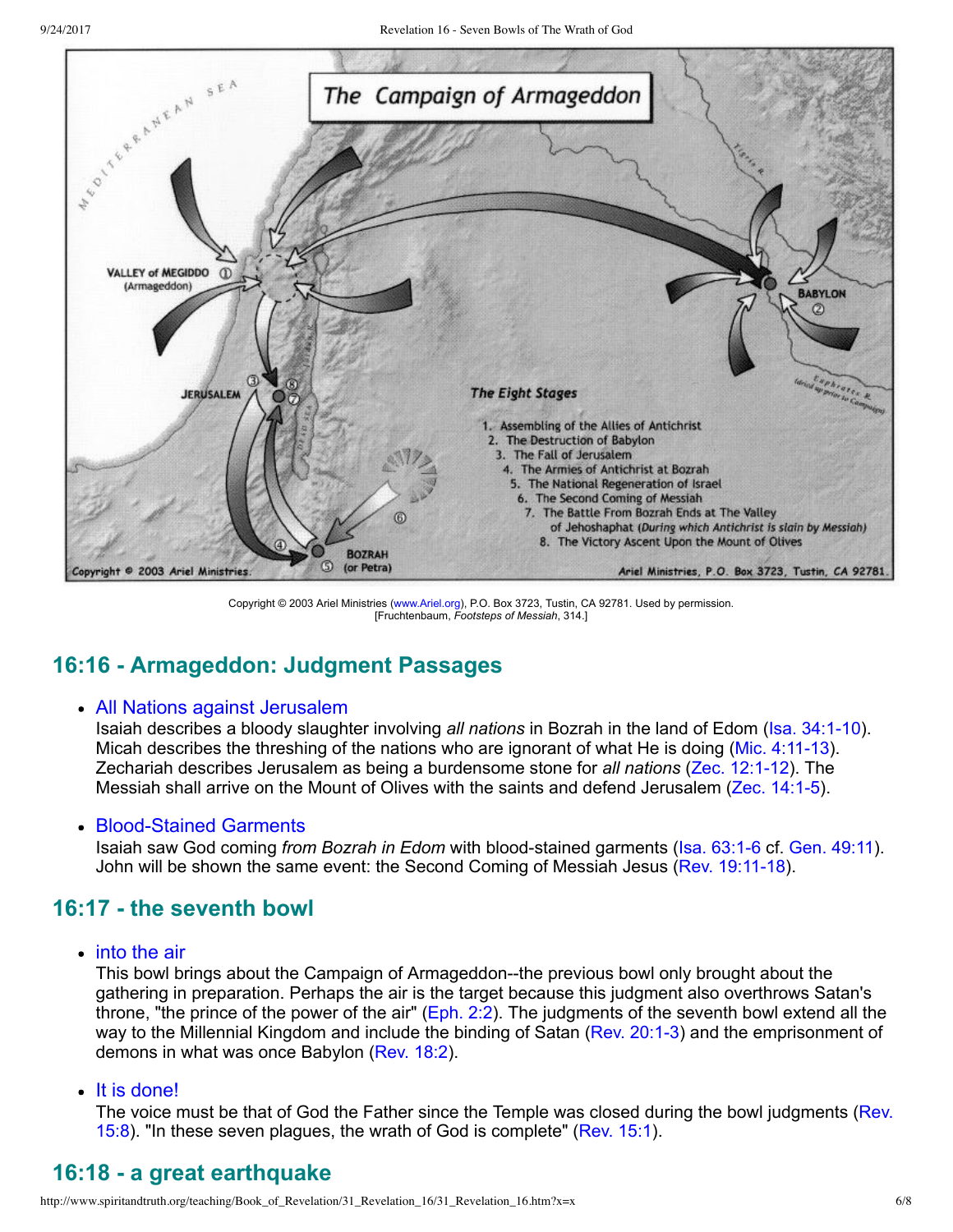The Campaign of Armageddon

VALLEY of MEGIDDO ① (Armageddon)

BABYLON ②

JERUSALEM ③ ⑧ ⑦

BOZRAH (or Petra) ④ ⑤ ⑥

*The Eight Stages*

1. Assembling of the Allies of Antichrist
2. The Destruction of Babylon
3. The Fall of Jerusalem
4. The Armies of Antichrist at Bozrah
5. The National Regeneration of Israel
6. The Second Coming of Messiah
7. The Battle From Bozrah Ends at The Valley of Jehoshaphat (*During which Antichrist is slain by Messiah*)
8. The Victory Ascent Upon the Mount of Olives

Copyright © 2003 Ariel Ministries. Ariel Ministries, P.O. Box 3723, Tustin, CA 92781.

Copyright © 2003 Ariel Ministries (www.Ariel.org), P.O. Box 3723, Tustin, CA 92781. Used by permission.
[Fruchtenbaum, *Footsteps of Messiah*, 314.]

## 16:16 - Armageddon: Judgment Passages

- All Nations against Jerusalem
  Isaiah describes a bloody slaughter involving *all nations* in Bozrah in the land of Edom (Isa. 34:1-10). Micah describes the threshing of the nations who are ignorant of what He is doing (Mic. 4:11-13). Zechariah describes Jerusalem as being a burdensome stone for *all nations* (Zec. 12:1-12). The Messiah shall arrive on the Mount of Olives with the saints and defend Jerusalem (Zec. 14:1-5).

- Blood-Stained Garments
  Isaiah saw God coming *from Bozrah in Edom* with blood-stained garments (Isa. 63:1-6 cf. Gen. 49:11). John will be shown the same event: the Second Coming of Messiah Jesus (Rev. 19:11-18).

## 16:17 - the seventh bowl

- into the air
  This bowl brings about the Campaign of Armageddon--the previous bowl only brought about the gathering in preparation. Perhaps the air is the target because this judgment also overthrows Satan's throne, "the prince of the power of the air" (Eph. 2:2). The judgments of the seventh bowl extend all the way to the Millennial Kingdom and include the binding of Satan (Rev. 20:1-3) and the emprisonment of demons in what was once Babylon (Rev. 18:2).

- It is done!
  The voice must be that of God the Father since the Temple was closed during the bowl judgments (Rev. 15:8). "In these seven plagues, the wrath of God is complete" (Rev. 15:1).

## 16:18 - a great earthquake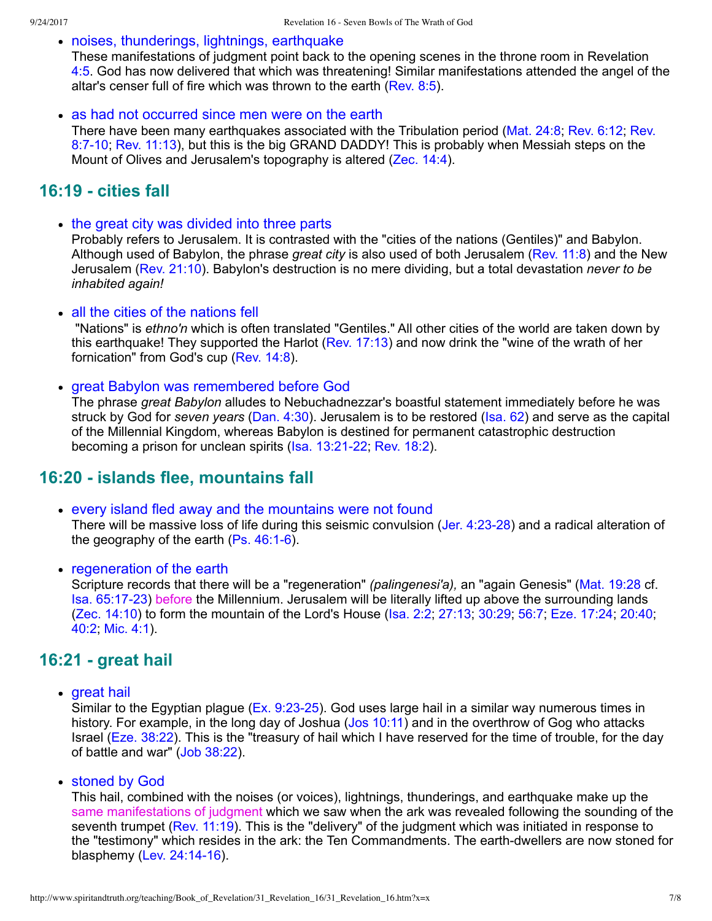- noises, thunderings, lightnings, earthquake
  These manifestations of judgment point back to the opening scenes in the throne room in Revelation 4:5. God has now delivered that which was threatening! Similar manifestations attended the angel of the altar's censer full of fire which was thrown to the earth (Rev. 8:5).

- as had not occurred since men were on the earth
  There have been many earthquakes associated with the Tribulation period (Mat. 24:8; Rev. 6:12; Rev. 8:7-10; Rev. 11:13), but this is the big GRAND DADDY! This is probably when Messiah steps on the Mount of Olives and Jerusalem's topography is altered (Zec. 14:4).

## 16:19 - cities fall

- the great city was divided into three parts
  Probably refers to Jerusalem. It is contrasted with the "cities of the nations (Gentiles)" and Babylon. Although used of Babylon, the phrase *great city* is also used of both Jerusalem (Rev. 11:8) and the New Jerusalem (Rev. 21:10). Babylon's destruction is no mere dividing, but a total devastation *never to be inhabited again!*

- all the cities of the nations fell
  "Nations" is *ethno'n* which is often translated "Gentiles." All other cities of the world are taken down by this earthquake! They supported the Harlot (Rev. 17:13) and now drink the "wine of the wrath of her fornication" from God's cup (Rev. 14:8).

- great Babylon was remembered before God
  The phrase *great Babylon* alludes to Nebuchadnezzar's boastful statement immediately before he was struck by God for *seven years* (Dan. 4:30). Jerusalem is to be restored (Isa. 62) and serve as the capital of the Millennial Kingdom, whereas Babylon is destined for permanent catastrophic destruction becoming a prison for unclean spirits (Isa. 13:21-22; Rev. 18:2).

## 16:20 - islands flee, mountains fall

- every island fled away and the mountains were not found
  There will be massive loss of life during this seismic convulsion (Jer. 4:23-28) and a radical alteration of the geography of the earth (Ps. 46:1-6).

- regeneration of the earth
  Scripture records that there will be a "regeneration" *(palingenesi'a),* an "again Genesis" (Mat. 19:28 cf. Isa. 65:17-23) before the Millennium. Jerusalem will be literally lifted up above the surrounding lands (Zec. 14:10) to form the mountain of the Lord's House (Isa. 2:2; 27:13; 30:29; 56:7; Eze. 17:24; 20:40; 40:2; Mic. 4:1).

## 16:21 - great hail

- great hail
  Similar to the Egyptian plague (Ex. 9:23-25). God uses large hail in a similar way numerous times in history. For example, in the long day of Joshua (Jos 10:11) and in the overthrow of Gog who attacks Israel (Eze. 38:22). This is the "treasury of hail which I have reserved for the time of trouble, for the day of battle and war" (Job 38:22).

- stoned by God
  This hail, combined with the noises (or voices), lightnings, thunderings, and earthquake make up the same manifestations of judgment which we saw when the ark was revealed following the sounding of the seventh trumpet (Rev. 11:19). This is the "delivery" of the judgment which was initiated in response to the "testimony" which resides in the ark: the Ten Commandments. The earth-dwellers are now stoned for blasphemy (Lev. 24:14-16).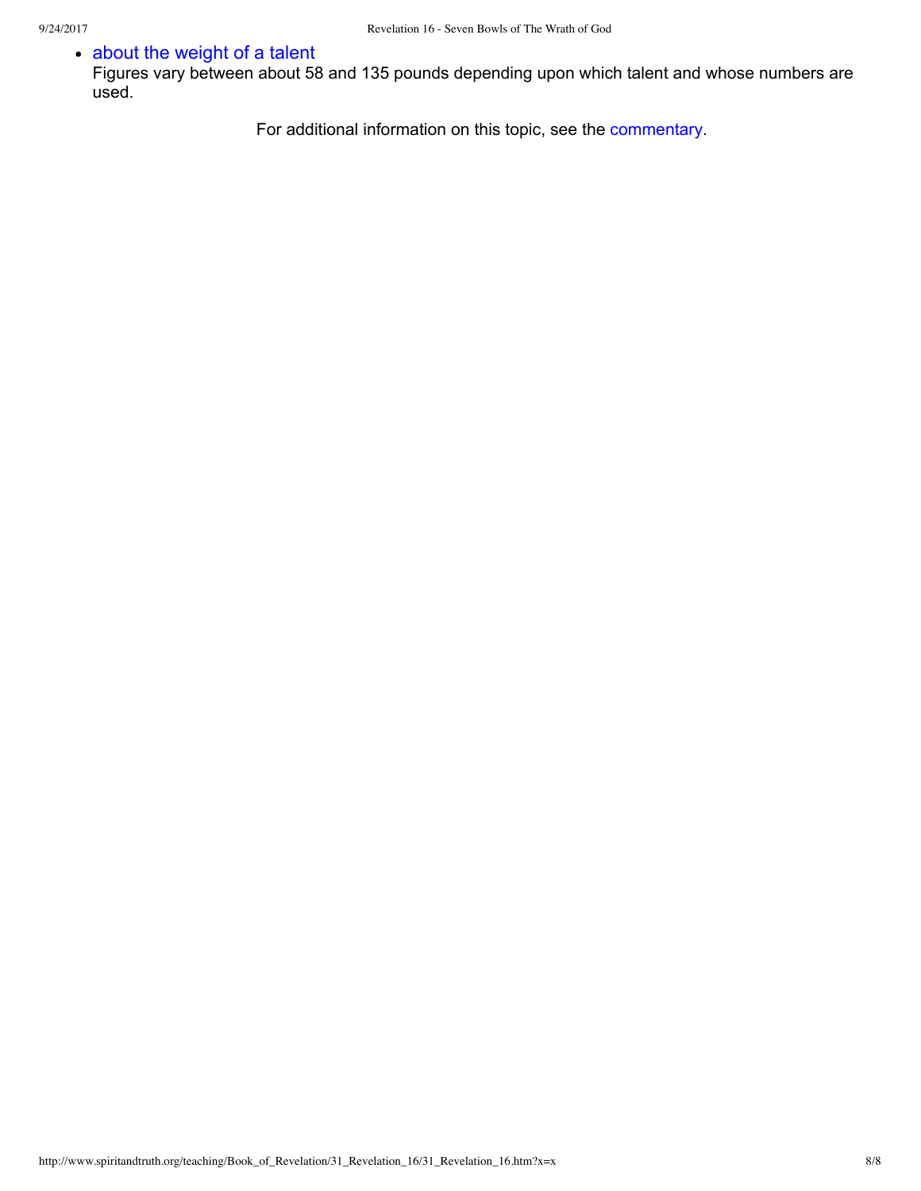- about the weight of a talent
  Figures vary between about 58 and 135 pounds depending upon which talent and whose numbers are used.

For additional information on this topic, see the commentary.